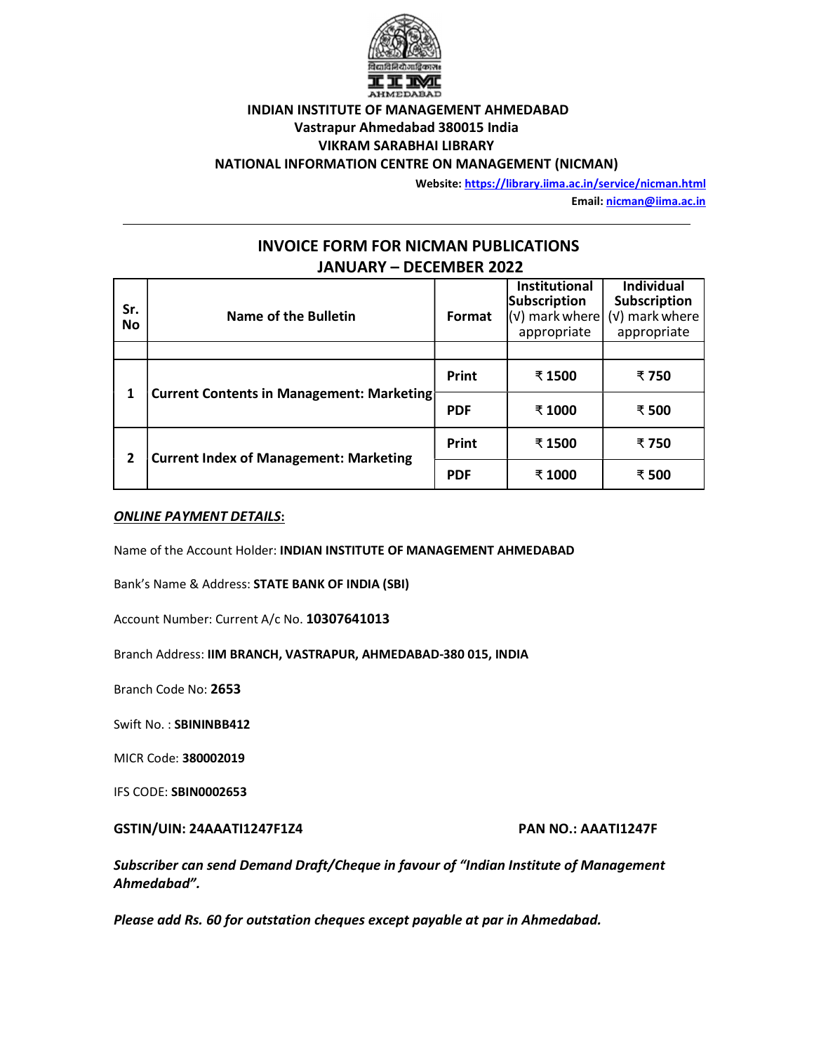**INDIAN INSTITUTE OF MANAGEMENT AHMEDABAD**
**Vastrapur Ahmedabad 380015 India**
**VIKRAM SARABHAI LIBRARY**
**NATIONAL INFORMATION CENTRE ON MANAGEMENT (NICMAN)**

**Website: https://library.iima.ac.in/service/nicman.html**
**Email: nicman@iima.ac.in**

---

## INVOICE FORM FOR NICMAN PUBLICATIONS
## JANUARY – DECEMBER 2022

| Sr. No | Name of the Bulletin | Format | Institutional Subscription (√) mark where appropriate | Individual Subscription (√) mark where appropriate |
|---|---|---|---|---|
| | | | | |
| 1 | Current Contents in Management: Marketing | Print | ₹ 1500 | ₹ 750 |
| | | PDF | ₹ 1000 | ₹ 500 |
| 2 | Current Index of Management: Marketing | Print | ₹ 1500 | ₹ 750 |
| | | PDF | ₹ 1000 | ₹ 500 |

***ONLINE PAYMENT DETAILS*:**

Name of the Account Holder: **INDIAN INSTITUTE OF MANAGEMENT AHMEDABAD**

Bank's Name & Address: **STATE BANK OF INDIA (SBI)**

Account Number: Current A/c No. **10307641013**

Branch Address: **IIM BRANCH, VASTRAPUR, AHMEDABAD-380 015, INDIA**

Branch Code No: **2653**

Swift No. : **SBININBB412**

MICR Code: **380002019**

IFS CODE: **SBIN0002653**

**GSTIN/UIN: 24AAATI1247F1Z4** **PAN NO.: AAATI1247F**

***Subscriber can send Demand Draft/Cheque in favour of "Indian Institute of Management Ahmedabad".***

***Please add Rs. 60 for outstation cheques except payable at par in Ahmedabad.***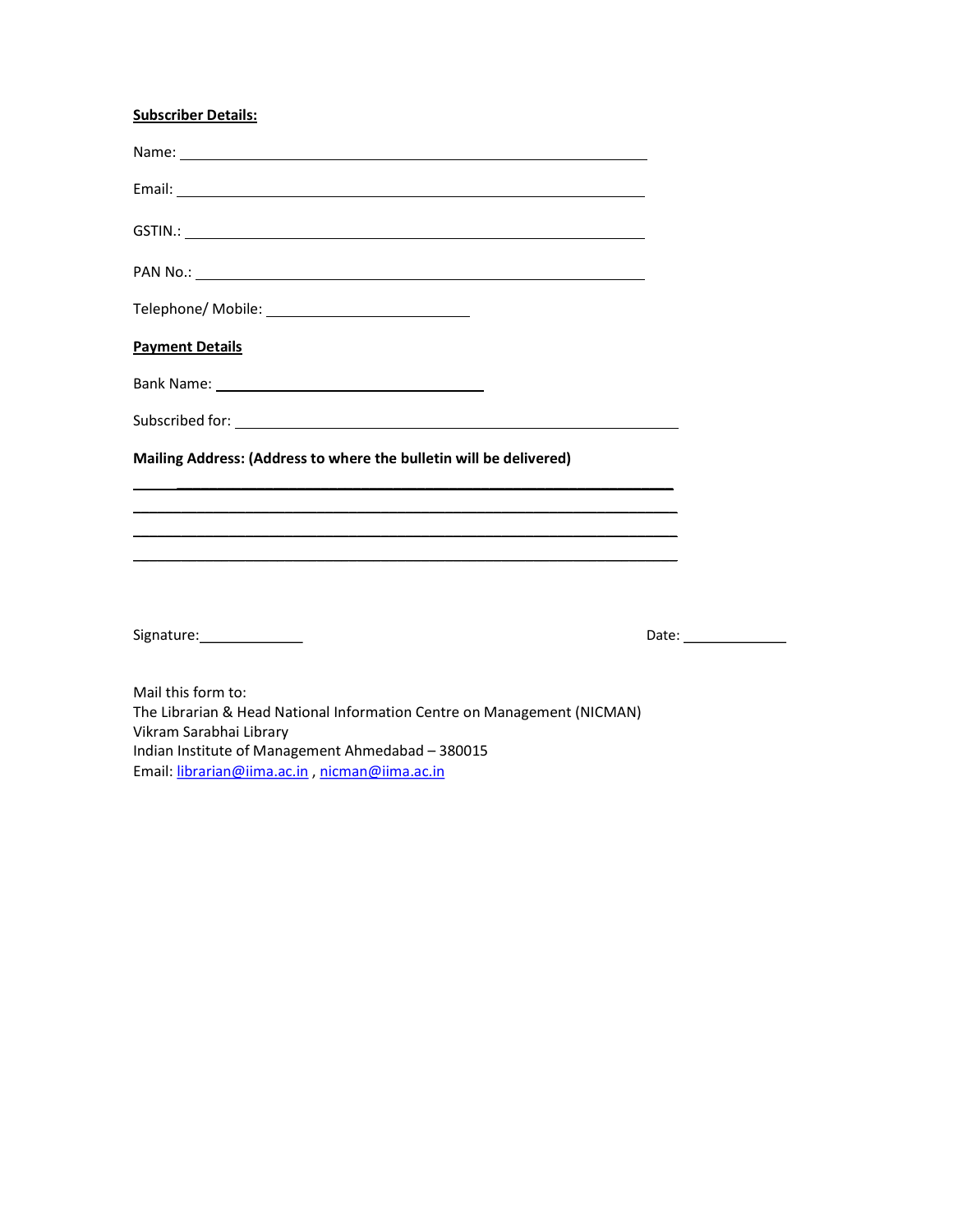**Subscriber Details:**

Name: ____________________________________________________________

Email: ____________________________________________________________

GSTIN.: ___________________________________________________________

PAN No.: __________________________________________________________

Telephone/ Mobile: ___________________________

**Payment Details**

Bank Name: ____________________________________

Subscribed for: ______________________________________________________________

**Mailing Address: (Address to where the bulletin will be delivered)**

______________________________________________________________________

______________________________________________________________________

______________________________________________________________________

______________________________________________________________________

Signature:______________ Date: ______________

Mail this form to:
The Librarian & Head National Information Centre on Management (NICMAN)
Vikram Sarabhai Library
Indian Institute of Management Ahmedabad – 380015
Email: librarian@iima.ac.in , nicman@iima.ac.in